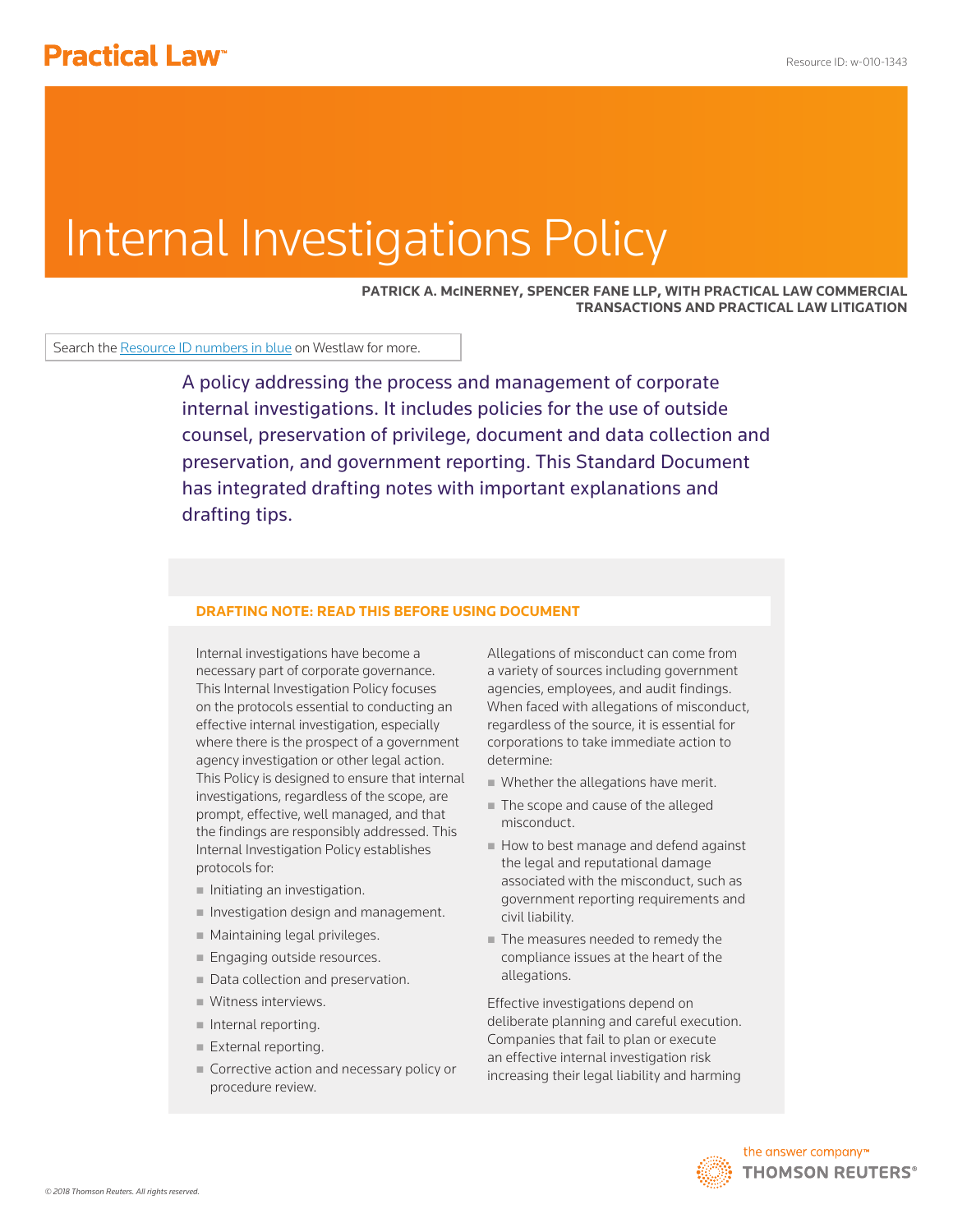# Internal Investigations Policy

**PATRICK A. McINERNEY, SPENCER FANE LLP, WITH PRACTICAL LAW COMMERCIAL TRANSACTIONS AND PRACTICAL LAW LITIGATION**

Search the Resource ID numbers in blue on Westlaw for more.

A policy addressing the process and management of corporate internal investigations. It includes policies for the use of outside counsel, preservation of privilege, document and data collection and preservation, and government reporting. This Standard Document has integrated drafting notes with important explanations and drafting tips.

### DRAFTING NOTE: READ THIS BEFORE USING DOCUMENT

Internal investigations have become a necessary part of corporate governance. This Internal Investigation Policy focuses on the protocols essential to conducting an effective internal investigation, especially where there is the prospect of a government agency investigation or other legal action. This Policy is designed to ensure that internal investigations, regardless of the scope, are prompt, effective, well managed, and that the findings are responsibly addressed. This Internal Investigation Policy establishes protocols for:

- Initiating an investigation.
- Investigation design and management.
- Maintaining legal privileges.
- Engaging outside resources.
- Data collection and preservation.
- Witness interviews.
- Internal reporting.
- External reporting.
- Corrective action and necessary policy or procedure review.

Allegations of misconduct can come from a variety of sources including government agencies, employees, and audit findings. When faced with allegations of misconduct, regardless of the source, it is essential for corporations to take immediate action to determine:

- Whether the allegations have merit.
- The scope and cause of the alleged misconduct.
- How to best manage and defend against the legal and reputational damage associated with the misconduct, such as government reporting requirements and civil liability.
- The measures needed to remedy the compliance issues at the heart of the allegations.

Effective investigations depend on deliberate planning and careful execution. Companies that fail to plan or execute an effective internal investigation risk increasing their legal liability and harming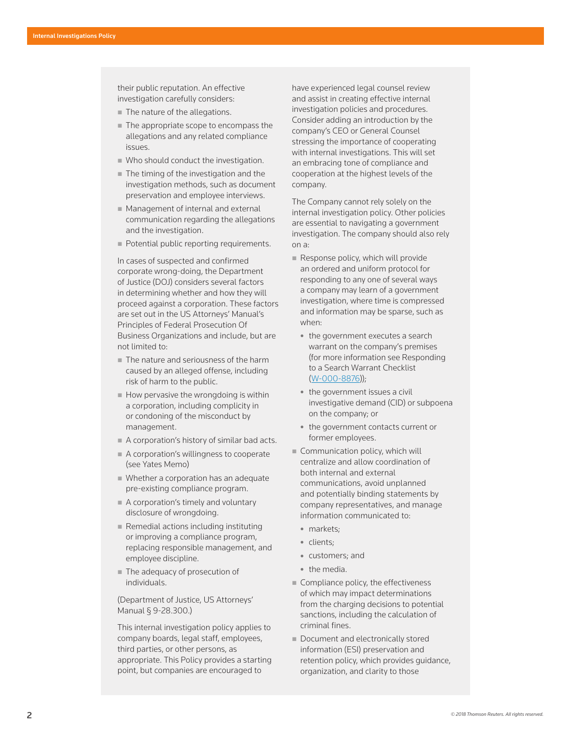their public reputation. An effective investigation carefully considers:

- The nature of the allegations.
- The appropriate scope to encompass the allegations and any related compliance issues.
- Who should conduct the investigation.
- The timing of the investigation and the investigation methods, such as document preservation and employee interviews.
- Management of internal and external communication regarding the allegations and the investigation.
- Potential public reporting requirements.

In cases of suspected and confirmed corporate wrong-doing, the Department of Justice (DOJ) considers several factors in determining whether and how they will proceed against a corporation. These factors are set out in the US Attorneys' Manual's Principles of Federal Prosecution Of Business Organizations and include, but are not limited to:

- The nature and seriousness of the harm caused by an alleged offense, including risk of harm to the public.
- How pervasive the wrongdoing is within a corporation, including complicity in or condoning of the misconduct by management.
- A corporation's history of similar bad acts.
- A corporation's willingness to cooperate (see Yates Memo)
- Whether a corporation has an adequate pre-existing compliance program.
- A corporation's timely and voluntary disclosure of wrongdoing.
- Remedial actions including instituting or improving a compliance program, replacing responsible management, and employee discipline.
- The adequacy of prosecution of individuals.

(Department of Justice, US Attorneys' Manual § 9-28.300.)

This internal investigation policy applies to company boards, legal staff, employees, third parties, or other persons, as appropriate. This Policy provides a starting point, but companies are encouraged to have experienced legal counsel review and assist in creating effective internal investigation policies and procedures. Consider adding an introduction by the company's CEO or General Counsel stressing the importance of cooperating with internal investigations. This will set an embracing tone of compliance and cooperation at the highest levels of the company.

The Company cannot rely solely on the internal investigation policy. Other policies are essential to navigating a government investigation. The company should also rely on a:

- Response policy, which will provide an ordered and uniform protocol for responding to any one of several ways a company may learn of a government investigation, where time is compressed and information may be sparse, such as when:
  - the government executes a search warrant on the company's premises (for more information see Responding to a Search Warrant Checklist (W-000-8876));
  - the government issues a civil investigative demand (CID) or subpoena on the company; or
  - the government contacts current or former employees.
- Communication policy, which will centralize and allow coordination of both internal and external communications, avoid unplanned and potentially binding statements by company representatives, and manage information communicated to:
  - markets;
  - clients;
  - customers; and
  - the media.
- Compliance policy, the effectiveness of which may impact determinations from the charging decisions to potential sanctions, including the calculation of criminal fines.
- Document and electronically stored information (ESI) preservation and retention policy, which provides guidance, organization, and clarity to those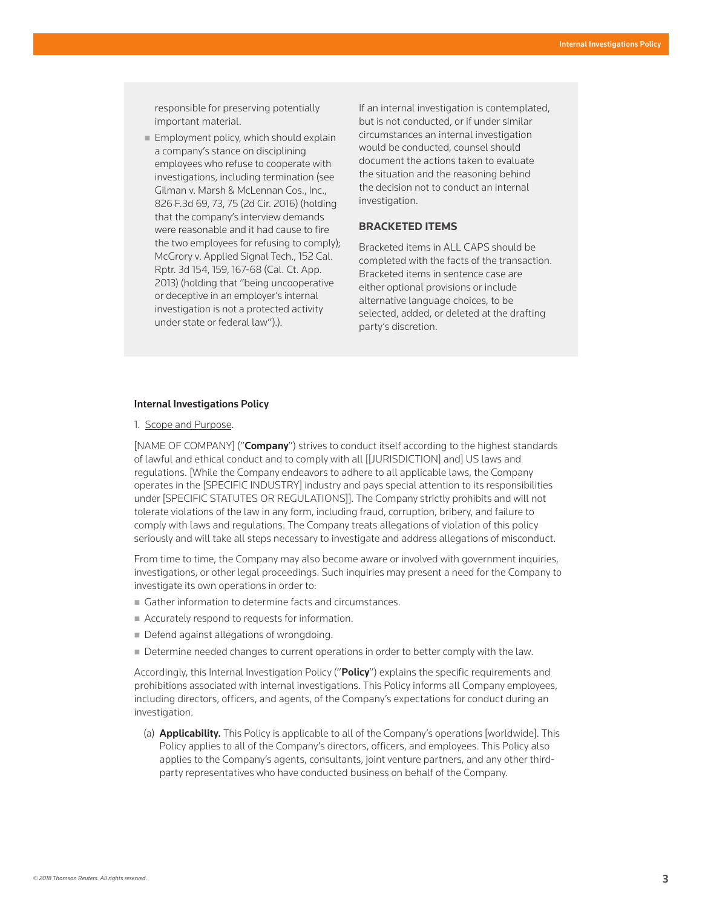responsible for preserving potentially important material.

- Employment policy, which should explain a company's stance on disciplining employees who refuse to cooperate with investigations, including termination (see Gilman v. Marsh & McLennan Cos., Inc., 826 F.3d 69, 73, 75 (2d Cir. 2016) (holding that the company's interview demands were reasonable and it had cause to fire the two employees for refusing to comply); McGrory v. Applied Signal Tech., 152 Cal. Rptr. 3d 154, 159, 167-68 (Cal. Ct. App. 2013) (holding that "being uncooperative or deceptive in an employer's internal investigation is not a protected activity under state or federal law").).

If an internal investigation is contemplated, but is not conducted, or if under similar circumstances an internal investigation would be conducted, counsel should document the actions taken to evaluate the situation and the reasoning behind the decision not to conduct an internal investigation.

### BRACKETED ITEMS

Bracketed items in ALL CAPS should be completed with the facts of the transaction. Bracketed items in sentence case are either optional provisions or include alternative language choices, to be selected, added, or deleted at the drafting party's discretion.

**Internal Investigations Policy**

1. Scope and Purpose.

[NAME OF COMPANY] ("**Company**") strives to conduct itself according to the highest standards of lawful and ethical conduct and to comply with all [[JURISDICTION] and] US laws and regulations. [While the Company endeavors to adhere to all applicable laws, the Company operates in the [SPECIFIC INDUSTRY] industry and pays special attention to its responsibilities under [SPECIFIC STATUTES OR REGULATIONS]]. The Company strictly prohibits and will not tolerate violations of the law in any form, including fraud, corruption, bribery, and failure to comply with laws and regulations. The Company treats allegations of violation of this policy seriously and will take all steps necessary to investigate and address allegations of misconduct.

From time to time, the Company may also become aware or involved with government inquiries, investigations, or other legal proceedings. Such inquiries may present a need for the Company to investigate its own operations in order to:

- Gather information to determine facts and circumstances.
- Accurately respond to requests for information.
- Defend against allegations of wrongdoing.
- Determine needed changes to current operations in order to better comply with the law.

Accordingly, this Internal Investigation Policy ("**Policy**") explains the specific requirements and prohibitions associated with internal investigations. This Policy informs all Company employees, including directors, officers, and agents, of the Company's expectations for conduct during an investigation.

(a) **Applicability.** This Policy is applicable to all of the Company's operations [worldwide]. This Policy applies to all of the Company's directors, officers, and employees. This Policy also applies to the Company's agents, consultants, joint venture partners, and any other third-party representatives who have conducted business on behalf of the Company.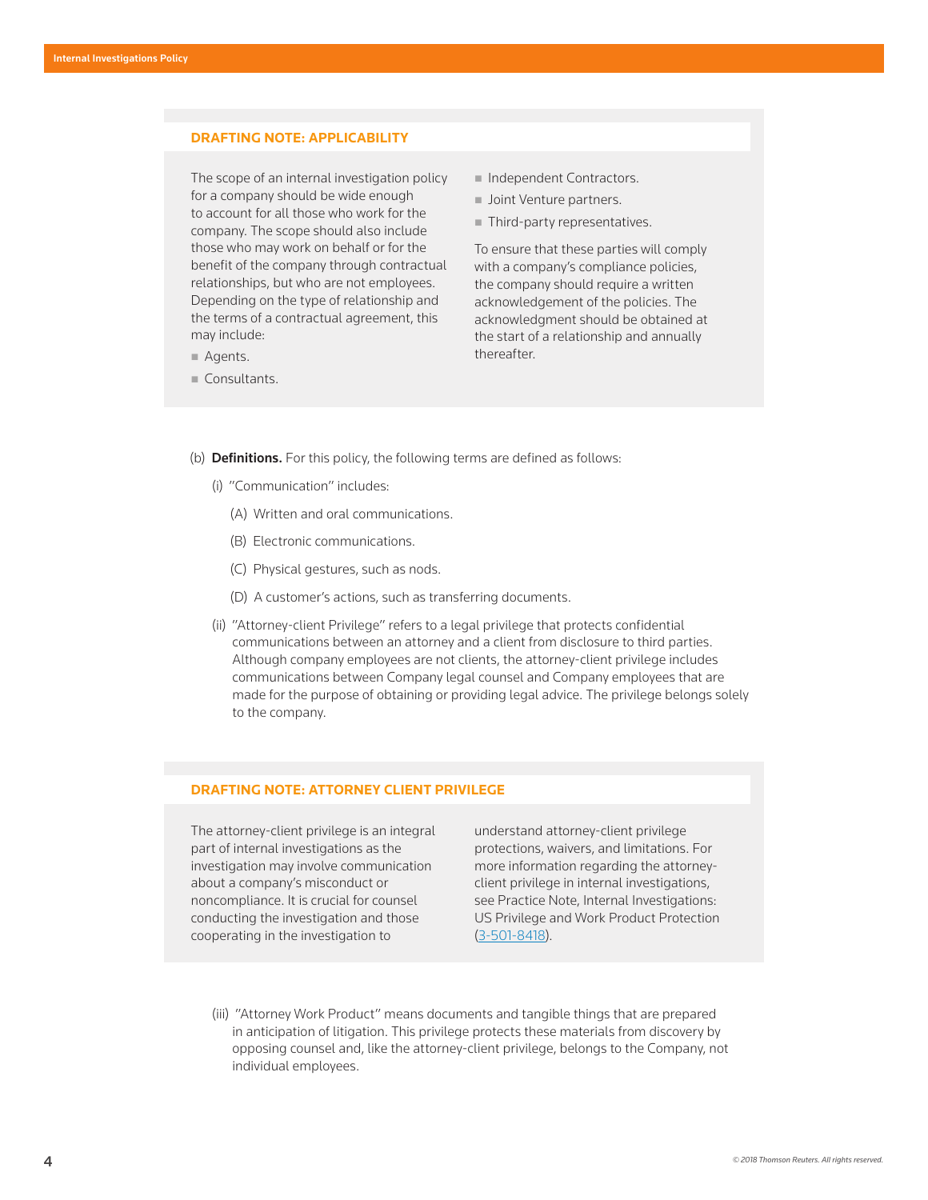### DRAFTING NOTE: APPLICABILITY

The scope of an internal investigation policy for a company should be wide enough to account for all those who work for the company. The scope should also include those who may work on behalf or for the benefit of the company through contractual relationships, but who are not employees. Depending on the type of relationship and the terms of a contractual agreement, this may include:

- Agents.
- Consultants.
- Independent Contractors.
- Joint Venture partners.
- Third-party representatives.

To ensure that these parties will comply with a company's compliance policies, the company should require a written acknowledgement of the policies. The acknowledgment should be obtained at the start of a relationship and annually thereafter.

(b) **Definitions.** For this policy, the following terms are defined as follows:

(i) "Communication" includes:

(A) Written and oral communications.

(B) Electronic communications.

(C) Physical gestures, such as nods.

(D) A customer's actions, such as transferring documents.

(ii) "Attorney-client Privilege" refers to a legal privilege that protects confidential communications between an attorney and a client from disclosure to third parties. Although company employees are not clients, the attorney-client privilege includes communications between Company legal counsel and Company employees that are made for the purpose of obtaining or providing legal advice. The privilege belongs solely to the company.

### DRAFTING NOTE: ATTORNEY CLIENT PRIVILEGE

The attorney-client privilege is an integral part of internal investigations as the investigation may involve communication about a company's misconduct or noncompliance. It is crucial for counsel conducting the investigation and those cooperating in the investigation to understand attorney-client privilege protections, waivers, and limitations. For more information regarding the attorney-client privilege in internal investigations, see Practice Note, Internal Investigations: US Privilege and Work Product Protection (3-501-8418).

(iii) "Attorney Work Product" means documents and tangible things that are prepared in anticipation of litigation. This privilege protects these materials from discovery by opposing counsel and, like the attorney-client privilege, belongs to the Company, not individual employees.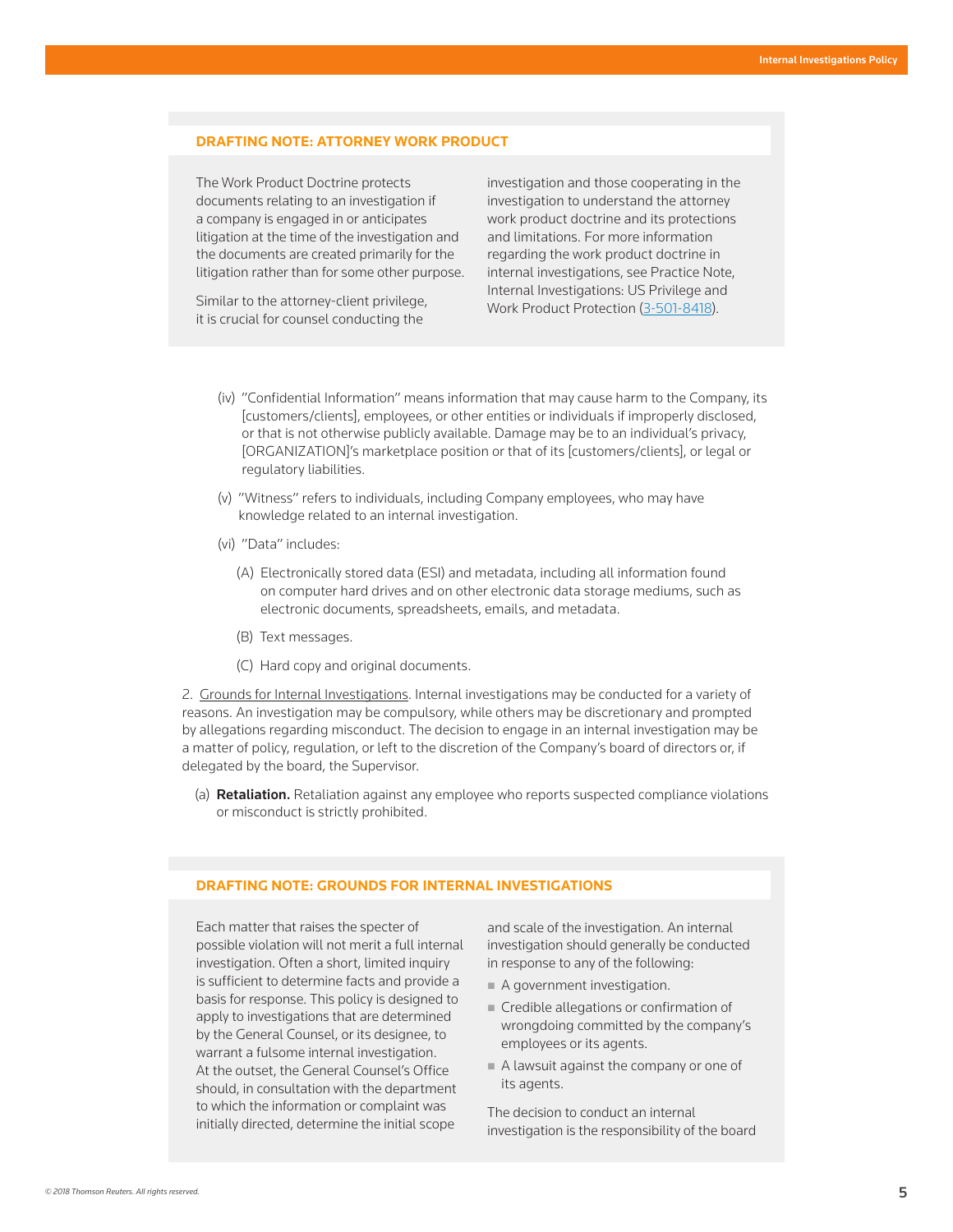### DRAFTING NOTE: ATTORNEY WORK PRODUCT

The Work Product Doctrine protects documents relating to an investigation if a company is engaged in or anticipates litigation at the time of the investigation and the documents are created primarily for the litigation rather than for some other purpose.

Similar to the attorney-client privilege, it is crucial for counsel conducting the investigation and those cooperating in the investigation to understand the attorney work product doctrine and its protections and limitations. For more information regarding the work product doctrine in internal investigations, see Practice Note, Internal Investigations: US Privilege and Work Product Protection (3-501-8418).

(iv) "Confidential Information" means information that may cause harm to the Company, its [customers/clients], employees, or other entities or individuals if improperly disclosed, or that is not otherwise publicly available. Damage may be to an individual's privacy, [ORGANIZATION]'s marketplace position or that of its [customers/clients], or legal or regulatory liabilities.

(v) "Witness" refers to individuals, including Company employees, who may have knowledge related to an internal investigation.

(vi) "Data" includes:

(A) Electronically stored data (ESI) and metadata, including all information found on computer hard drives and on other electronic data storage mediums, such as electronic documents, spreadsheets, emails, and metadata.

(B) Text messages.

(C) Hard copy and original documents.

2. Grounds for Internal Investigations. Internal investigations may be conducted for a variety of reasons. An investigation may be compulsory, while others may be discretionary and prompted by allegations regarding misconduct. The decision to engage in an internal investigation may be a matter of policy, regulation, or left to the discretion of the Company's board of directors or, if delegated by the board, the Supervisor.

(a) **Retaliation.** Retaliation against any employee who reports suspected compliance violations or misconduct is strictly prohibited.

### DRAFTING NOTE: GROUNDS FOR INTERNAL INVESTIGATIONS

Each matter that raises the specter of possible violation will not merit a full internal investigation. Often a short, limited inquiry is sufficient to determine facts and provide a basis for response. This policy is designed to apply to investigations that are determined by the General Counsel, or its designee, to warrant a fulsome internal investigation. At the outset, the General Counsel's Office should, in consultation with the department to which the information or complaint was initially directed, determine the initial scope and scale of the investigation. An internal investigation should generally be conducted in response to any of the following:

- A government investigation.
- Credible allegations or confirmation of wrongdoing committed by the company's employees or its agents.
- A lawsuit against the company or one of its agents.

The decision to conduct an internal investigation is the responsibility of the board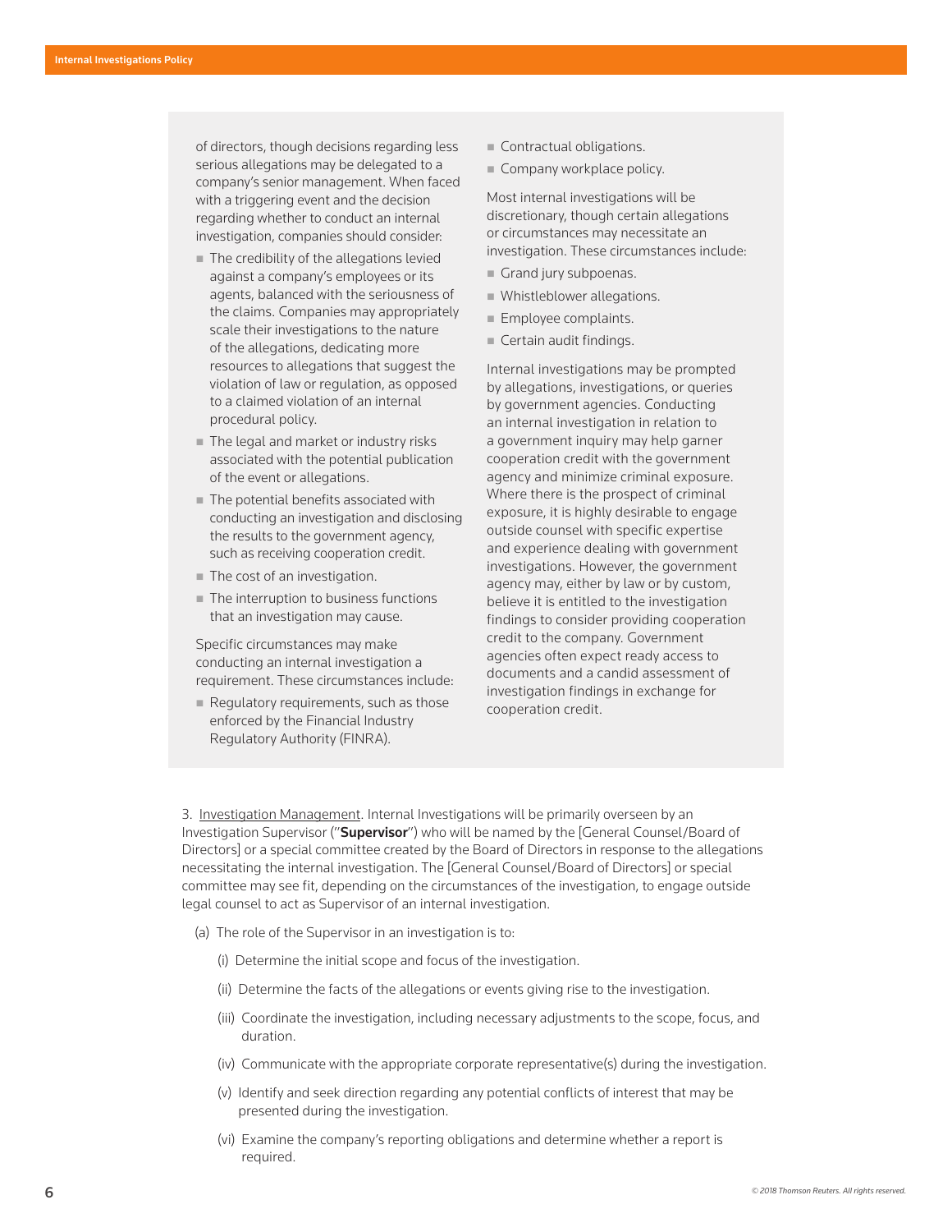of directors, though decisions regarding less serious allegations may be delegated to a company's senior management. When faced with a triggering event and the decision regarding whether to conduct an internal investigation, companies should consider:

- The credibility of the allegations levied against a company's employees or its agents, balanced with the seriousness of the claims. Companies may appropriately scale their investigations to the nature of the allegations, dedicating more resources to allegations that suggest the violation of law or regulation, as opposed to a claimed violation of an internal procedural policy.
- The legal and market or industry risks associated with the potential publication of the event or allegations.
- The potential benefits associated with conducting an investigation and disclosing the results to the government agency, such as receiving cooperation credit.
- The cost of an investigation.
- The interruption to business functions that an investigation may cause.

Specific circumstances may make conducting an internal investigation a requirement. These circumstances include:

- Regulatory requirements, such as those enforced by the Financial Industry Regulatory Authority (FINRA).
- Contractual obligations.
- Company workplace policy.

Most internal investigations will be discretionary, though certain allegations or circumstances may necessitate an investigation. These circumstances include:

- Grand jury subpoenas.
- Whistleblower allegations.
- Employee complaints.
- Certain audit findings.

Internal investigations may be prompted by allegations, investigations, or queries by government agencies. Conducting an internal investigation in relation to a government inquiry may help garner cooperation credit with the government agency and minimize criminal exposure. Where there is the prospect of criminal exposure, it is highly desirable to engage outside counsel with specific expertise and experience dealing with government investigations. However, the government agency may, either by law or by custom, believe it is entitled to the investigation findings to consider providing cooperation credit to the company. Government agencies often expect ready access to documents and a candid assessment of investigation findings in exchange for cooperation credit.

3. Investigation Management. Internal Investigations will be primarily overseen by an Investigation Supervisor ("**Supervisor**") who will be named by the [General Counsel/Board of Directors] or a special committee created by the Board of Directors in response to the allegations necessitating the internal investigation. The [General Counsel/Board of Directors] or special committee may see fit, depending on the circumstances of the investigation, to engage outside legal counsel to act as Supervisor of an internal investigation.

(a) The role of the Supervisor in an investigation is to:

(i) Determine the initial scope and focus of the investigation.

(ii) Determine the facts of the allegations or events giving rise to the investigation.

(iii) Coordinate the investigation, including necessary adjustments to the scope, focus, and duration.

(iv) Communicate with the appropriate corporate representative(s) during the investigation.

(v) Identify and seek direction regarding any potential conflicts of interest that may be presented during the investigation.

(vi) Examine the company's reporting obligations and determine whether a report is required.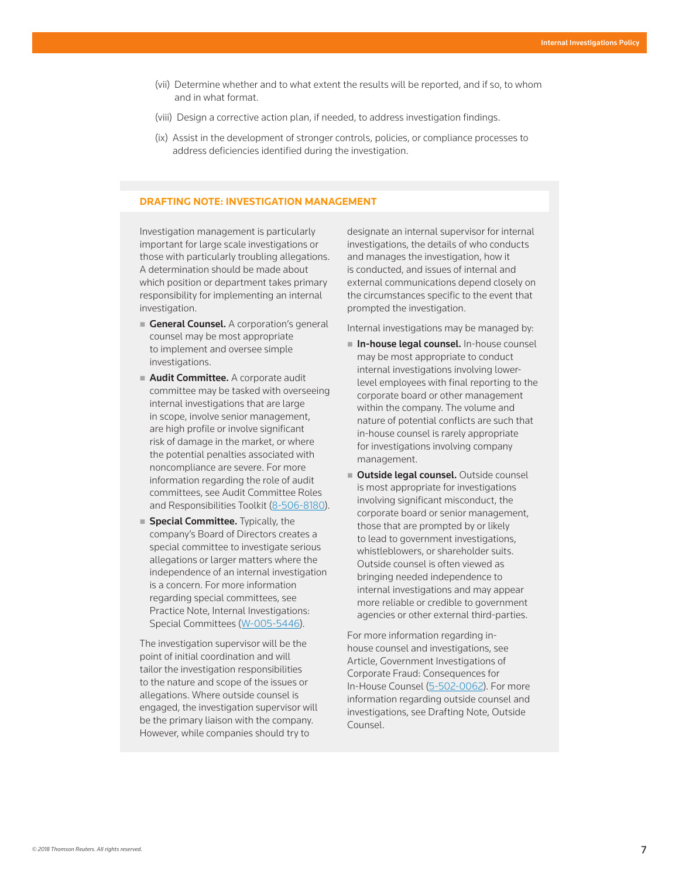(vii) Determine whether and to what extent the results will be reported, and if so, to whom and in what format.

(viii) Design a corrective action plan, if needed, to address investigation findings.

(ix) Assist in the development of stronger controls, policies, or compliance processes to address deficiencies identified during the investigation.

### DRAFTING NOTE: INVESTIGATION MANAGEMENT

Investigation management is particularly important for large scale investigations or those with particularly troubling allegations. A determination should be made about which position or department takes primary responsibility for implementing an internal investigation.

- **General Counsel.** A corporation's general counsel may be most appropriate to implement and oversee simple investigations.
- **Audit Committee.** A corporate audit committee may be tasked with overseeing internal investigations that are large in scope, involve senior management, are high profile or involve significant risk of damage in the market, or where the potential penalties associated with noncompliance are severe. For more information regarding the role of audit committees, see Audit Committee Roles and Responsibilities Toolkit (8-506-8180).
- **Special Committee.** Typically, the company's Board of Directors creates a special committee to investigate serious allegations or larger matters where the independence of an internal investigation is a concern. For more information regarding special committees, see Practice Note, Internal Investigations: Special Committees (W-005-5446).

The investigation supervisor will be the point of initial coordination and will tailor the investigation responsibilities to the nature and scope of the issues or allegations. Where outside counsel is engaged, the investigation supervisor will be the primary liaison with the company. However, while companies should try to designate an internal supervisor for internal investigations, the details of who conducts and manages the investigation, how it is conducted, and issues of internal and external communications depend closely on the circumstances specific to the event that prompted the investigation.

Internal investigations may be managed by:

- **In-house legal counsel.** In-house counsel may be most appropriate to conduct internal investigations involving lower-level employees with final reporting to the corporate board or other management within the company. The volume and nature of potential conflicts are such that in-house counsel is rarely appropriate for investigations involving company management.
- **Outside legal counsel.** Outside counsel is most appropriate for investigations involving significant misconduct, the corporate board or senior management, those that are prompted by or likely to lead to government investigations, whistleblowers, or shareholder suits. Outside counsel is often viewed as bringing needed independence to internal investigations and may appear more reliable or credible to government agencies or other external third-parties.

For more information regarding in-house counsel and investigations, see Article, Government Investigations of Corporate Fraud: Consequences for In-House Counsel (5-502-0062). For more information regarding outside counsel and investigations, see Drafting Note, Outside Counsel.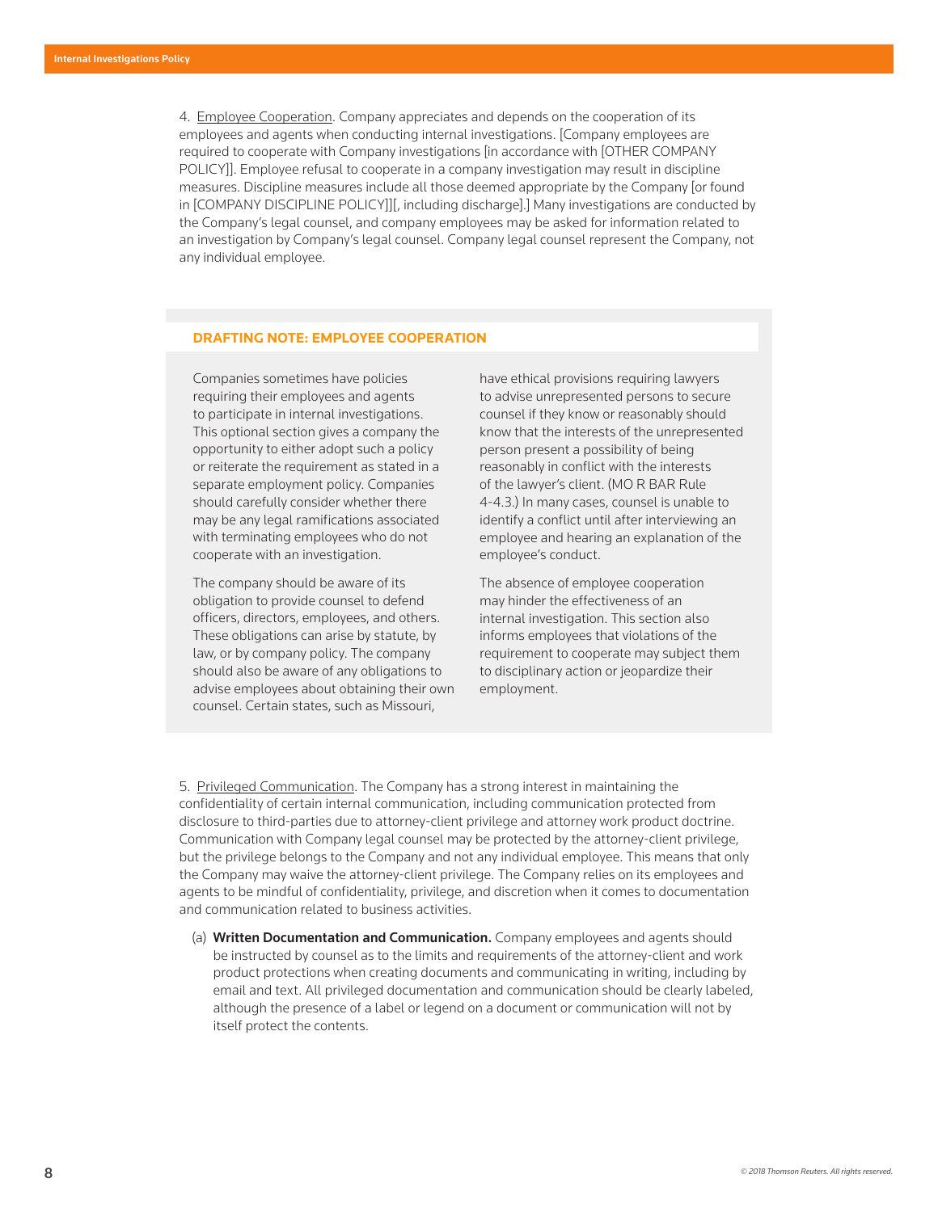4. Employee Cooperation. Company appreciates and depends on the cooperation of its employees and agents when conducting internal investigations. [Company employees are required to cooperate with Company investigations [in accordance with [OTHER COMPANY POLICY]]. Employee refusal to cooperate in a company investigation may result in discipline measures. Discipline measures include all those deemed appropriate by the Company [or found in [COMPANY DISCIPLINE POLICY]][, including discharge].] Many investigations are conducted by the Company's legal counsel, and company employees may be asked for information related to an investigation by Company's legal counsel. Company legal counsel represent the Company, not any individual employee.

### DRAFTING NOTE: EMPLOYEE COOPERATION

Companies sometimes have policies requiring their employees and agents to participate in internal investigations. This optional section gives a company the opportunity to either adopt such a policy or reiterate the requirement as stated in a separate employment policy. Companies should carefully consider whether there may be any legal ramifications associated with terminating employees who do not cooperate with an investigation.

The company should be aware of its obligation to provide counsel to defend officers, directors, employees, and others. These obligations can arise by statute, by law, or by company policy. The company should also be aware of any obligations to advise employees about obtaining their own counsel. Certain states, such as Missouri, have ethical provisions requiring lawyers to advise unrepresented persons to secure counsel if they know or reasonably should know that the interests of the unrepresented person present a possibility of being reasonably in conflict with the interests of the lawyer's client. (MO R BAR Rule 4-4.3.) In many cases, counsel is unable to identify a conflict until after interviewing an employee and hearing an explanation of the employee's conduct.

The absence of employee cooperation may hinder the effectiveness of an internal investigation. This section also informs employees that violations of the requirement to cooperate may subject them to disciplinary action or jeopardize their employment.

5. Privileged Communication. The Company has a strong interest in maintaining the confidentiality of certain internal communication, including communication protected from disclosure to third-parties due to attorney-client privilege and attorney work product doctrine. Communication with Company legal counsel may be protected by the attorney-client privilege, but the privilege belongs to the Company and not any individual employee. This means that only the Company may waive the attorney-client privilege. The Company relies on its employees and agents to be mindful of confidentiality, privilege, and discretion when it comes to documentation and communication related to business activities.

(a) **Written Documentation and Communication.** Company employees and agents should be instructed by counsel as to the limits and requirements of the attorney-client and work product protections when creating documents and communicating in writing, including by email and text. All privileged documentation and communication should be clearly labeled, although the presence of a label or legend on a document or communication will not by itself protect the contents.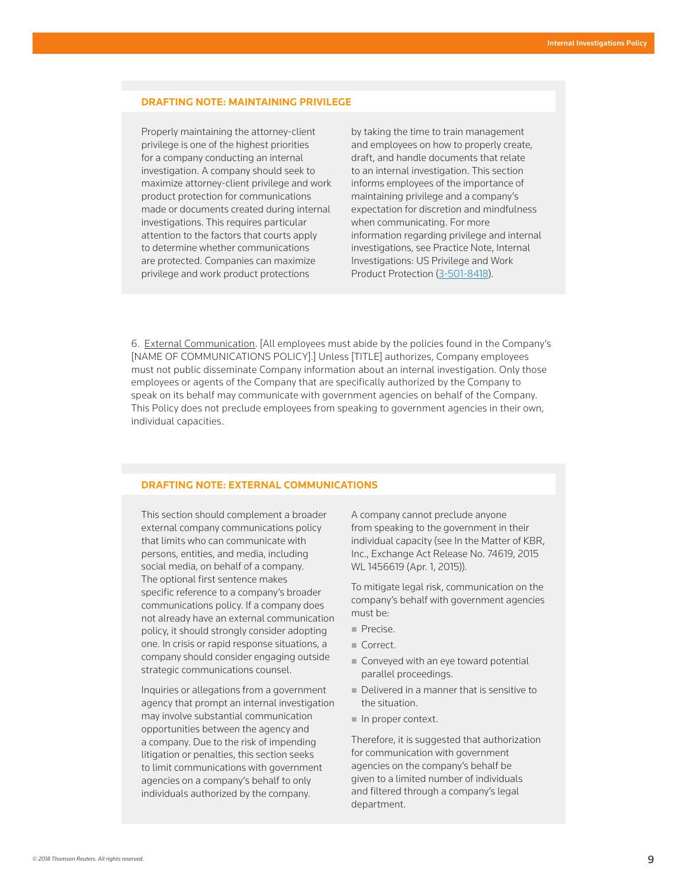### DRAFTING NOTE: MAINTAINING PRIVILEGE

Properly maintaining the attorney-client privilege is one of the highest priorities for a company conducting an internal investigation. A company should seek to maximize attorney-client privilege and work product protection for communications made or documents created during internal investigations. This requires particular attention to the factors that courts apply to determine whether communications are protected. Companies can maximize privilege and work product protections by taking the time to train management and employees on how to properly create, draft, and handle documents that relate to an internal investigation. This section informs employees of the importance of maintaining privilege and a company's expectation for discretion and mindfulness when communicating. For more information regarding privilege and internal investigations, see Practice Note, Internal Investigations: US Privilege and Work Product Protection (3-501-8418).

6. External Communication. [All employees must abide by the policies found in the Company's [NAME OF COMMUNICATIONS POLICY].] Unless [TITLE] authorizes, Company employees must not public disseminate Company information about an internal investigation. Only those employees or agents of the Company that are specifically authorized by the Company to speak on its behalf may communicate with government agencies on behalf of the Company. This Policy does not preclude employees from speaking to government agencies in their own, individual capacities.

### DRAFTING NOTE: EXTERNAL COMMUNICATIONS

This section should complement a broader external company communications policy that limits who can communicate with persons, entities, and media, including social media, on behalf of a company. The optional first sentence makes specific reference to a company's broader communications policy. If a company does not already have an external communication policy, it should strongly consider adopting one. In crisis or rapid response situations, a company should consider engaging outside strategic communications counsel.

Inquiries or allegations from a government agency that prompt an internal investigation may involve substantial communication opportunities between the agency and a company. Due to the risk of impending litigation or penalties, this section seeks to limit communications with government agencies on a company's behalf to only individuals authorized by the company.

A company cannot preclude anyone from speaking to the government in their individual capacity (see In the Matter of KBR, Inc., Exchange Act Release No. 74619, 2015 WL 1456619 (Apr. 1, 2015)).

To mitigate legal risk, communication on the company's behalf with government agencies must be:

- Precise.
- Correct.
- Conveyed with an eye toward potential parallel proceedings.
- Delivered in a manner that is sensitive to the situation.
- In proper context.

Therefore, it is suggested that authorization for communication with government agencies on the company's behalf be given to a limited number of individuals and filtered through a company's legal department.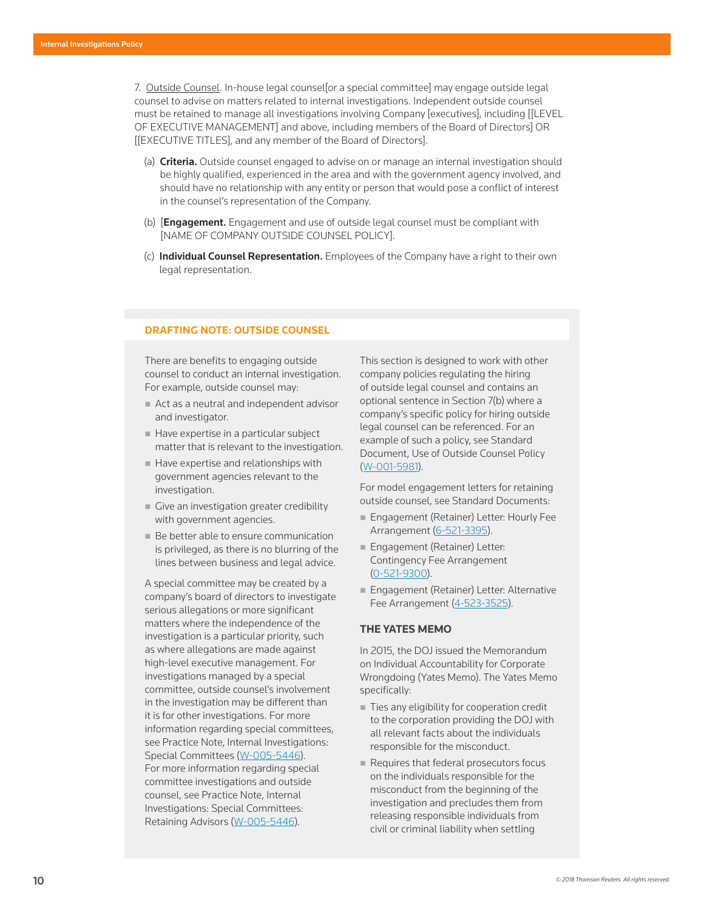7. Outside Counsel. In-house legal counsel[or a special committee] may engage outside legal counsel to advise on matters related to internal investigations. Independent outside counsel must be retained to manage all investigations involving Company [executives], including [[LEVEL OF EXECUTIVE MANAGEMENT] and above, including members of the Board of Directors] OR [[EXECUTIVE TITLES], and any member of the Board of Directors].

(a) **Criteria.** Outside counsel engaged to advise on or manage an internal investigation should be highly qualified, experienced in the area and with the government agency involved, and should have no relationship with any entity or person that would pose a conflict of interest in the counsel's representation of the Company.

(b) [**Engagement.** Engagement and use of outside legal counsel must be compliant with [NAME OF COMPANY OUTSIDE COUNSEL POLICY].

(c) **Individual Counsel Representation.** Employees of the Company have a right to their own legal representation.

## DRAFTING NOTE: OUTSIDE COUNSEL

There are benefits to engaging outside counsel to conduct an internal investigation. For example, outside counsel may:

- Act as a neutral and independent advisor and investigator.
- Have expertise in a particular subject matter that is relevant to the investigation.
- Have expertise and relationships with government agencies relevant to the investigation.
- Give an investigation greater credibility with government agencies.
- Be better able to ensure communication is privileged, as there is no blurring of the lines between business and legal advice.

A special committee may be created by a company's board of directors to investigate serious allegations or more significant matters where the independence of the investigation is a particular priority, such as where allegations are made against high-level executive management. For investigations managed by a special committee, outside counsel's involvement in the investigation may be different than it is for other investigations. For more information regarding special committees, see Practice Note, Internal Investigations: Special Committees (W-005-5446). For more information regarding special committee investigations and outside counsel, see Practice Note, Internal Investigations: Special Committees: Retaining Advisors (W-005-5446).

This section is designed to work with other company policies regulating the hiring of outside legal counsel and contains an optional sentence in Section 7(b) where a company's specific policy for hiring outside legal counsel can be referenced. For an example of such a policy, see Standard Document, Use of Outside Counsel Policy (W-001-5981).

For model engagement letters for retaining outside counsel, see Standard Documents:

- Engagement (Retainer) Letter: Hourly Fee Arrangement (6-521-3395).
- Engagement (Retainer) Letter: Contingency Fee Arrangement (0-521-9300).
- Engagement (Retainer) Letter: Alternative Fee Arrangement (4-523-3525).

### THE YATES MEMO

In 2015, the DOJ issued the Memorandum on Individual Accountability for Corporate Wrongdoing (Yates Memo). The Yates Memo specifically:

- Ties any eligibility for cooperation credit to the corporation providing the DOJ with all relevant facts about the individuals responsible for the misconduct.
- Requires that federal prosecutors focus on the individuals responsible for the misconduct from the beginning of the investigation and precludes them from releasing responsible individuals from civil or criminal liability when settling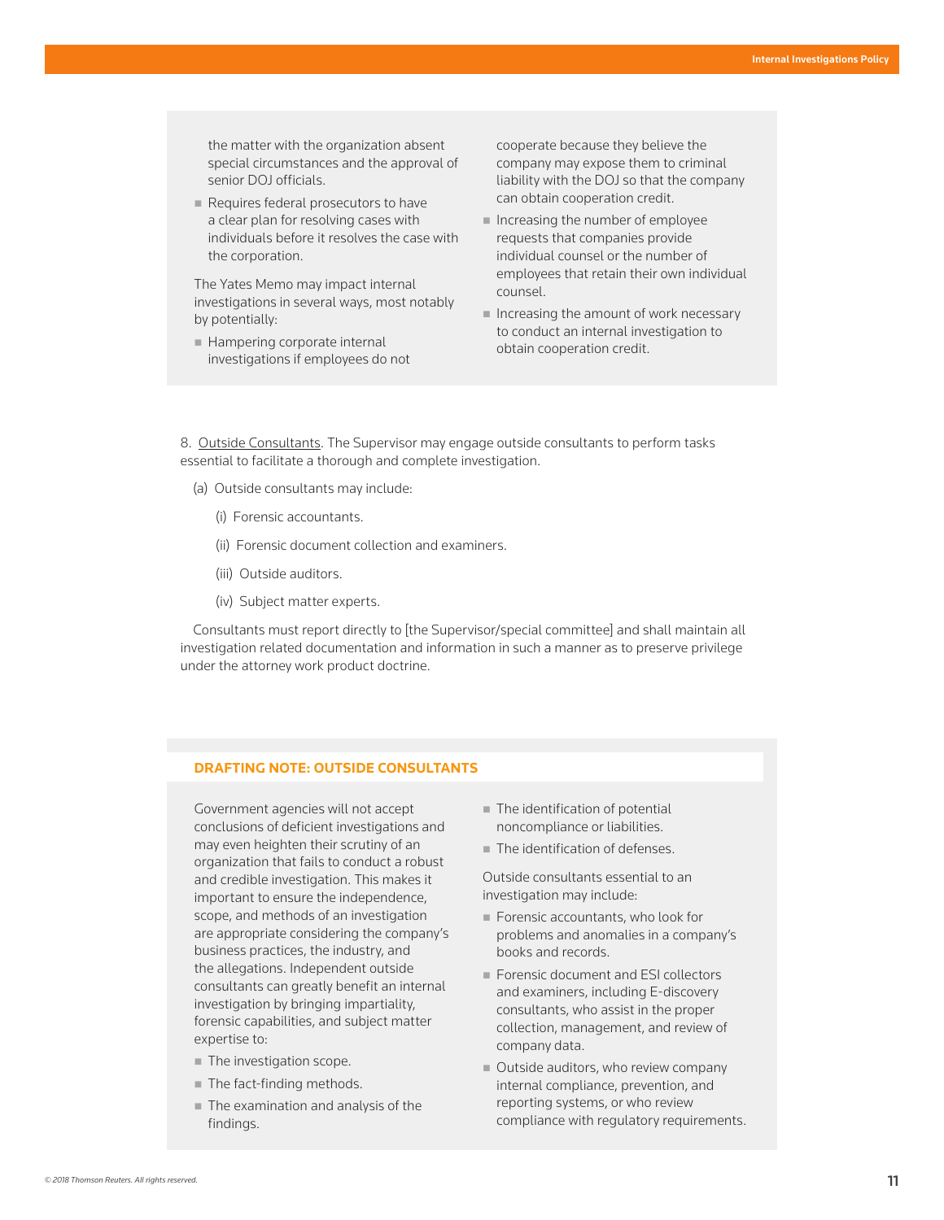the matter with the organization absent special circumstances and the approval of senior DOJ officials.

- Requires federal prosecutors to have a clear plan for resolving cases with individuals before it resolves the case with the corporation.

The Yates Memo may impact internal investigations in several ways, most notably by potentially:

- Hampering corporate internal investigations if employees do not cooperate because they believe the company may expose them to criminal liability with the DOJ so that the company can obtain cooperation credit.
- Increasing the number of employee requests that companies provide individual counsel or the number of employees that retain their own individual counsel.
- Increasing the amount of work necessary to conduct an internal investigation to obtain cooperation credit.

8. Outside Consultants. The Supervisor may engage outside consultants to perform tasks essential to facilitate a thorough and complete investigation.

(a) Outside consultants may include:

(i) Forensic accountants.

(ii) Forensic document collection and examiners.

(iii) Outside auditors.

(iv) Subject matter experts.

Consultants must report directly to [the Supervisor/special committee] and shall maintain all investigation related documentation and information in such a manner as to preserve privilege under the attorney work product doctrine.

### DRAFTING NOTE: OUTSIDE CONSULTANTS

Government agencies will not accept conclusions of deficient investigations and may even heighten their scrutiny of an organization that fails to conduct a robust and credible investigation. This makes it important to ensure the independence, scope, and methods of an investigation are appropriate considering the company's business practices, the industry, and the allegations. Independent outside consultants can greatly benefit an internal investigation by bringing impartiality, forensic capabilities, and subject matter expertise to:

- The investigation scope.
- The fact-finding methods.
- The examination and analysis of the findings.
- The identification of potential noncompliance or liabilities.
- The identification of defenses.

Outside consultants essential to an investigation may include:

- Forensic accountants, who look for problems and anomalies in a company's books and records.
- Forensic document and ESI collectors and examiners, including E-discovery consultants, who assist in the proper collection, management, and review of company data.
- Outside auditors, who review company internal compliance, prevention, and reporting systems, or who review compliance with regulatory requirements.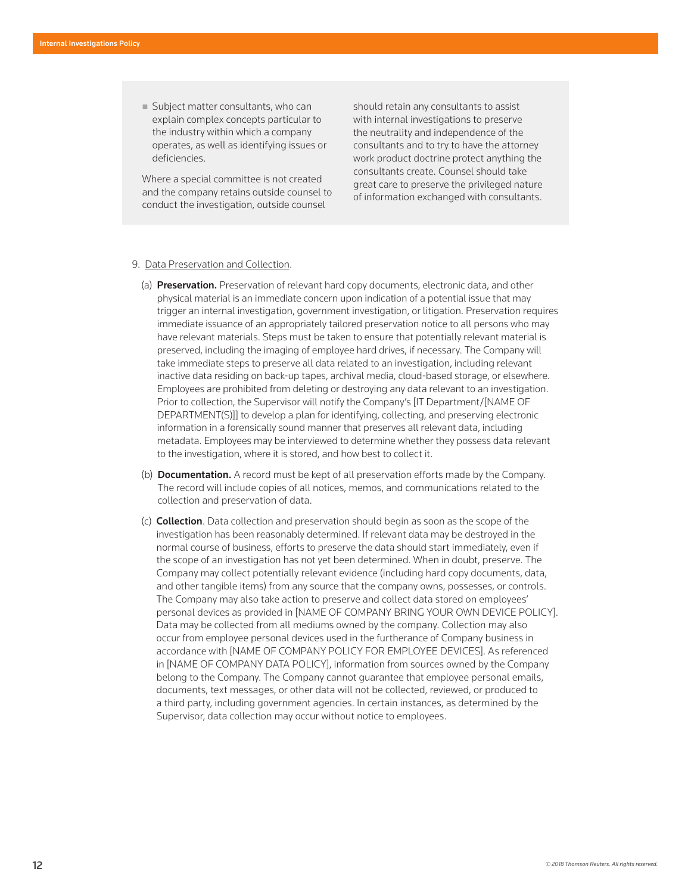- Subject matter consultants, who can explain complex concepts particular to the industry within which a company operates, as well as identifying issues or deficiencies.

Where a special committee is not created and the company retains outside counsel to conduct the investigation, outside counsel should retain any consultants to assist with internal investigations to preserve the neutrality and independence of the consultants and to try to have the attorney work product doctrine protect anything the consultants create. Counsel should take great care to preserve the privileged nature of information exchanged with consultants.

9. Data Preservation and Collection.

(a) **Preservation.** Preservation of relevant hard copy documents, electronic data, and other physical material is an immediate concern upon indication of a potential issue that may trigger an internal investigation, government investigation, or litigation. Preservation requires immediate issuance of an appropriately tailored preservation notice to all persons who may have relevant materials. Steps must be taken to ensure that potentially relevant material is preserved, including the imaging of employee hard drives, if necessary. The Company will take immediate steps to preserve all data related to an investigation, including relevant inactive data residing on back-up tapes, archival media, cloud-based storage, or elsewhere. Employees are prohibited from deleting or destroying any data relevant to an investigation. Prior to collection, the Supervisor will notify the Company's [IT Department/[NAME OF DEPARTMENT(S)]] to develop a plan for identifying, collecting, and preserving electronic information in a forensically sound manner that preserves all relevant data, including metadata. Employees may be interviewed to determine whether they possess data relevant to the investigation, where it is stored, and how best to collect it.

(b) **Documentation.** A record must be kept of all preservation efforts made by the Company. The record will include copies of all notices, memos, and communications related to the collection and preservation of data.

(c) **Collection**. Data collection and preservation should begin as soon as the scope of the investigation has been reasonably determined. If relevant data may be destroyed in the normal course of business, efforts to preserve the data should start immediately, even if the scope of an investigation has not yet been determined. When in doubt, preserve. The Company may collect potentially relevant evidence (including hard copy documents, data, and other tangible items) from any source that the company owns, possesses, or controls. The Company may also take action to preserve and collect data stored on employees' personal devices as provided in [NAME OF COMPANY BRING YOUR OWN DEVICE POLICY]. Data may be collected from all mediums owned by the company. Collection may also occur from employee personal devices used in the furtherance of Company business in accordance with [NAME OF COMPANY POLICY FOR EMPLOYEE DEVICES]. As referenced in [NAME OF COMPANY DATA POLICY], information from sources owned by the Company belong to the Company. The Company cannot guarantee that employee personal emails, documents, text messages, or other data will not be collected, reviewed, or produced to a third party, including government agencies. In certain instances, as determined by the Supervisor, data collection may occur without notice to employees.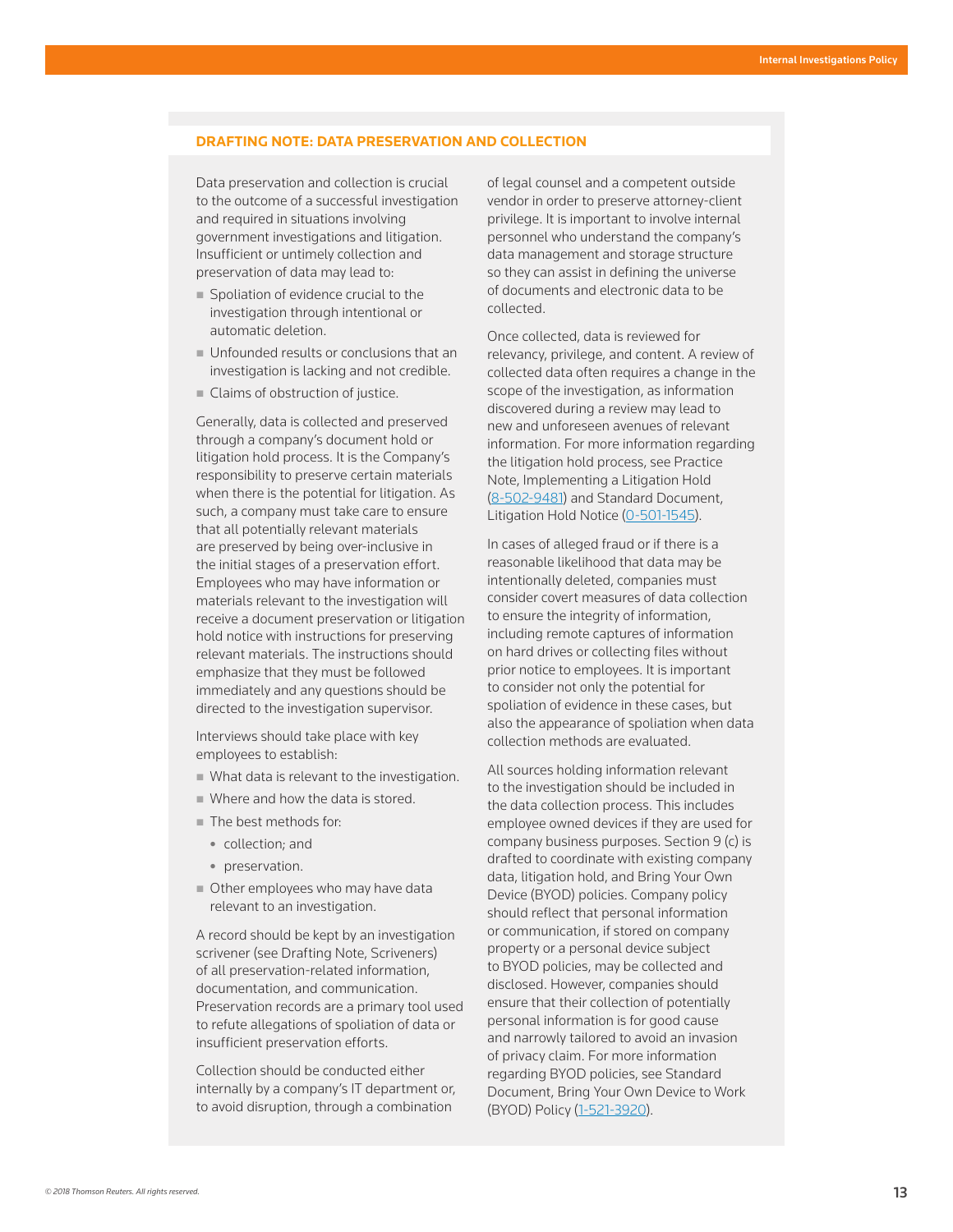### DRAFTING NOTE: DATA PRESERVATION AND COLLECTION

Data preservation and collection is crucial to the outcome of a successful investigation and required in situations involving government investigations and litigation. Insufficient or untimely collection and preservation of data may lead to:

- Spoliation of evidence crucial to the investigation through intentional or automatic deletion.
- Unfounded results or conclusions that an investigation is lacking and not credible.
- Claims of obstruction of justice.

Generally, data is collected and preserved through a company's document hold or litigation hold process. It is the Company's responsibility to preserve certain materials when there is the potential for litigation. As such, a company must take care to ensure that all potentially relevant materials are preserved by being over-inclusive in the initial stages of a preservation effort. Employees who may have information or materials relevant to the investigation will receive a document preservation or litigation hold notice with instructions for preserving relevant materials. The instructions should emphasize that they must be followed immediately and any questions should be directed to the investigation supervisor.

Interviews should take place with key employees to establish:

- What data is relevant to the investigation.
- Where and how the data is stored.
- The best methods for:
  - collection; and
  - preservation.
- Other employees who may have data relevant to an investigation.

A record should be kept by an investigation scrivener (see Drafting Note, Scriveners) of all preservation-related information, documentation, and communication. Preservation records are a primary tool used to refute allegations of spoliation of data or insufficient preservation efforts.

Collection should be conducted either internally by a company's IT department or, to avoid disruption, through a combination of legal counsel and a competent outside vendor in order to preserve attorney-client privilege. It is important to involve internal personnel who understand the company's data management and storage structure so they can assist in defining the universe of documents and electronic data to be collected.

Once collected, data is reviewed for relevancy, privilege, and content. A review of collected data often requires a change in the scope of the investigation, as information discovered during a review may lead to new and unforeseen avenues of relevant information. For more information regarding the litigation hold process, see Practice Note, Implementing a Litigation Hold (8-502-9481) and Standard Document, Litigation Hold Notice (0-501-1545).

In cases of alleged fraud or if there is a reasonable likelihood that data may be intentionally deleted, companies must consider covert measures of data collection to ensure the integrity of information, including remote captures of information on hard drives or collecting files without prior notice to employees. It is important to consider not only the potential for spoliation of evidence in these cases, but also the appearance of spoliation when data collection methods are evaluated.

All sources holding information relevant to the investigation should be included in the data collection process. This includes employee owned devices if they are used for company business purposes. Section 9 (c) is drafted to coordinate with existing company data, litigation hold, and Bring Your Own Device (BYOD) policies. Company policy should reflect that personal information or communication, if stored on company property or a personal device subject to BYOD policies, may be collected and disclosed. However, companies should ensure that their collection of potentially personal information is for good cause and narrowly tailored to avoid an invasion of privacy claim. For more information regarding BYOD policies, see Standard Document, Bring Your Own Device to Work (BYOD) Policy (1-521-3920).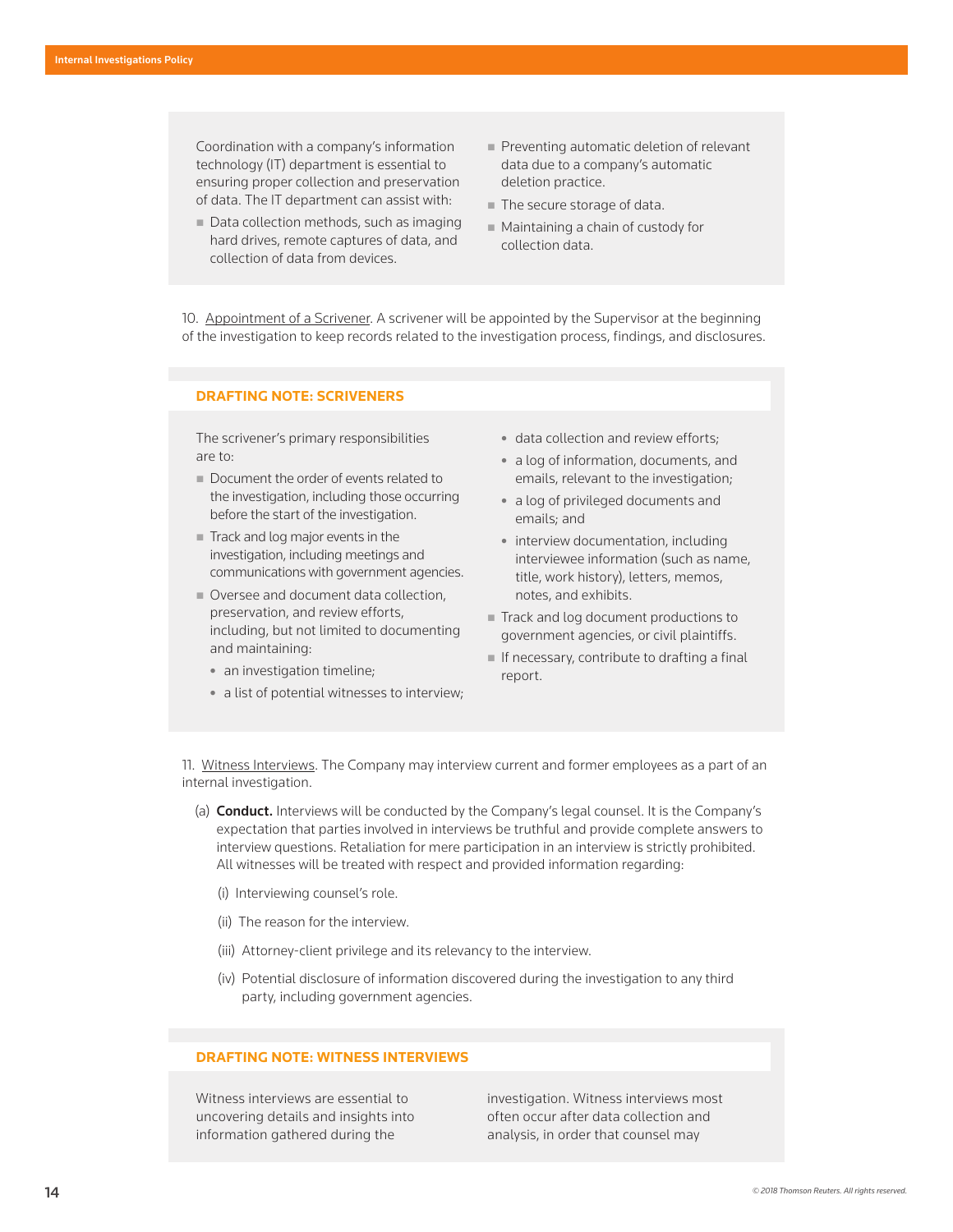Coordination with a company's information technology (IT) department is essential to ensuring proper collection and preservation of data. The IT department can assist with:

- Data collection methods, such as imaging hard drives, remote captures of data, and collection of data from devices.
- Preventing automatic deletion of relevant data due to a company's automatic deletion practice.
- The secure storage of data.
- Maintaining a chain of custody for collection data.

10. Appointment of a Scrivener. A scrivener will be appointed by the Supervisor at the beginning of the investigation to keep records related to the investigation process, findings, and disclosures.

### DRAFTING NOTE: SCRIVENERS

The scrivener's primary responsibilities are to:

- Document the order of events related to the investigation, including those occurring before the start of the investigation.
- Track and log major events in the investigation, including meetings and communications with government agencies.
- Oversee and document data collection, preservation, and review efforts, including, but not limited to documenting and maintaining:
  - an investigation timeline;
  - a list of potential witnesses to interview;
  - data collection and review efforts;
  - a log of information, documents, and emails, relevant to the investigation;
  - a log of privileged documents and emails; and
  - interview documentation, including interviewee information (such as name, title, work history), letters, memos, notes, and exhibits.
- Track and log document productions to government agencies, or civil plaintiffs.
- If necessary, contribute to drafting a final report.

11. Witness Interviews. The Company may interview current and former employees as a part of an internal investigation.

(a) **Conduct.** Interviews will be conducted by the Company's legal counsel. It is the Company's expectation that parties involved in interviews be truthful and provide complete answers to interview questions. Retaliation for mere participation in an interview is strictly prohibited. All witnesses will be treated with respect and provided information regarding:

(i) Interviewing counsel's role.

(ii) The reason for the interview.

(iii) Attorney-client privilege and its relevancy to the interview.

(iv) Potential disclosure of information discovered during the investigation to any third party, including government agencies.

### DRAFTING NOTE: WITNESS INTERVIEWS

Witness interviews are essential to uncovering details and insights into information gathered during the investigation. Witness interviews most often occur after data collection and analysis, in order that counsel may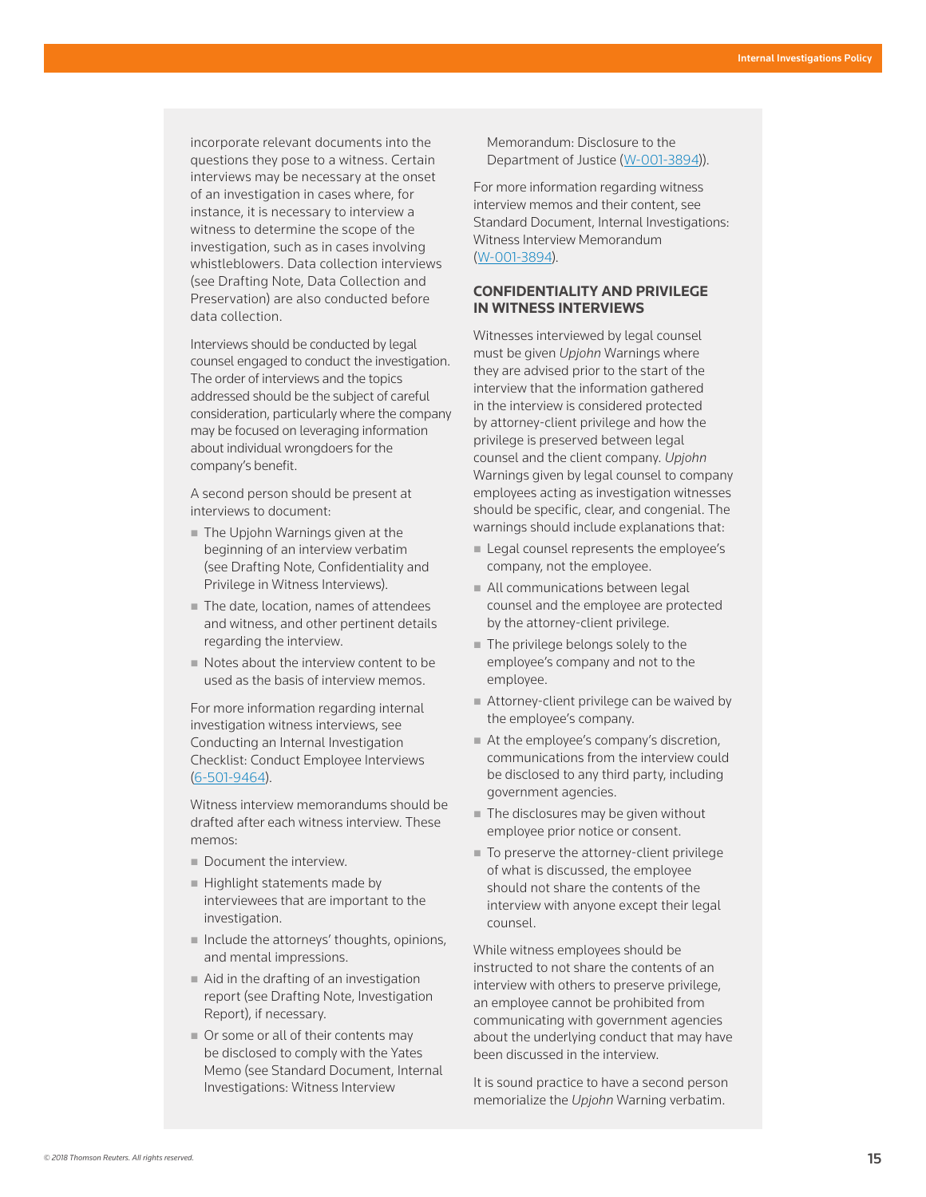incorporate relevant documents into the questions they pose to a witness. Certain interviews may be necessary at the onset of an investigation in cases where, for instance, it is necessary to interview a witness to determine the scope of the investigation, such as in cases involving whistleblowers. Data collection interviews (see Drafting Note, Data Collection and Preservation) are also conducted before data collection.

Interviews should be conducted by legal counsel engaged to conduct the investigation. The order of interviews and the topics addressed should be the subject of careful consideration, particularly where the company may be focused on leveraging information about individual wrongdoers for the company's benefit.

A second person should be present at interviews to document:

- The Upjohn Warnings given at the beginning of an interview verbatim (see Drafting Note, Confidentiality and Privilege in Witness Interviews).
- The date, location, names of attendees and witness, and other pertinent details regarding the interview.
- Notes about the interview content to be used as the basis of interview memos.

For more information regarding internal investigation witness interviews, see Conducting an Internal Investigation Checklist: Conduct Employee Interviews (6-501-9464).

Witness interview memorandums should be drafted after each witness interview. These memos:

- Document the interview.
- Highlight statements made by interviewees that are important to the investigation.
- Include the attorneys' thoughts, opinions, and mental impressions.
- Aid in the drafting of an investigation report (see Drafting Note, Investigation Report), if necessary.
- Or some or all of their contents may be disclosed to comply with the Yates Memo (see Standard Document, Internal Investigations: Witness Interview Memorandum: Disclosure to the Department of Justice (W-001-3894)).

For more information regarding witness interview memos and their content, see Standard Document, Internal Investigations: Witness Interview Memorandum (W-001-3894).

### CONFIDENTIALITY AND PRIVILEGE IN WITNESS INTERVIEWS

Witnesses interviewed by legal counsel must be given *Upjohn* Warnings where they are advised prior to the start of the interview that the information gathered in the interview is considered protected by attorney-client privilege and how the privilege is preserved between legal counsel and the client company. *Upjohn* Warnings given by legal counsel to company employees acting as investigation witnesses should be specific, clear, and congenial. The warnings should include explanations that:

- Legal counsel represents the employee's company, not the employee.
- All communications between legal counsel and the employee are protected by the attorney-client privilege.
- The privilege belongs solely to the employee's company and not to the employee.
- Attorney-client privilege can be waived by the employee's company.
- At the employee's company's discretion, communications from the interview could be disclosed to any third party, including government agencies.
- The disclosures may be given without employee prior notice or consent.
- To preserve the attorney-client privilege of what is discussed, the employee should not share the contents of the interview with anyone except their legal counsel.

While witness employees should be instructed to not share the contents of an interview with others to preserve privilege, an employee cannot be prohibited from communicating with government agencies about the underlying conduct that may have been discussed in the interview.

It is sound practice to have a second person memorialize the *Upjohn* Warning verbatim.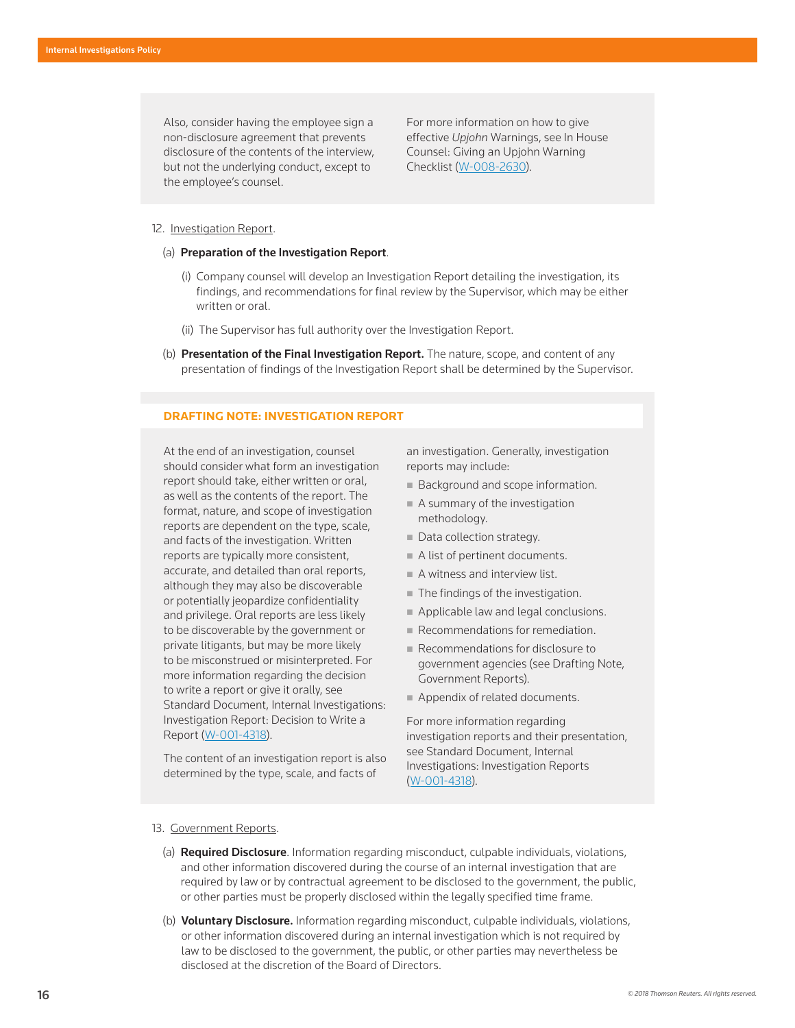Also, consider having the employee sign a non-disclosure agreement that prevents disclosure of the contents of the interview, but not the underlying conduct, except to the employee's counsel.

For more information on how to give effective *Upjohn* Warnings, see In House Counsel: Giving an Upjohn Warning Checklist (W-008-2630).

12. Investigation Report.

(a) **Preparation of the Investigation Report**.

(i) Company counsel will develop an Investigation Report detailing the investigation, its findings, and recommendations for final review by the Supervisor, which may be either written or oral.

(ii) The Supervisor has full authority over the Investigation Report.

(b) **Presentation of the Final Investigation Report.** The nature, scope, and content of any presentation of findings of the Investigation Report shall be determined by the Supervisor.

### DRAFTING NOTE: INVESTIGATION REPORT

At the end of an investigation, counsel should consider what form an investigation report should take, either written or oral, as well as the contents of the report. The format, nature, and scope of investigation reports are dependent on the type, scale, and facts of the investigation. Written reports are typically more consistent, accurate, and detailed than oral reports, although they may also be discoverable or potentially jeopardize confidentiality and privilege. Oral reports are less likely to be discoverable by the government or private litigants, but may be more likely to be misconstrued or misinterpreted. For more information regarding the decision to write a report or give it orally, see Standard Document, Internal Investigations: Investigation Report: Decision to Write a Report (W-001-4318).

The content of an investigation report is also determined by the type, scale, and facts of an investigation. Generally, investigation reports may include:

- Background and scope information.
- A summary of the investigation methodology.
- Data collection strategy.
- A list of pertinent documents.
- A witness and interview list.
- The findings of the investigation.
- Applicable law and legal conclusions.
- Recommendations for remediation.
- Recommendations for disclosure to government agencies (see Drafting Note, Government Reports).
- Appendix of related documents.

For more information regarding investigation reports and their presentation, see Standard Document, Internal Investigations: Investigation Reports (W-001-4318).

13. Government Reports.

(a) **Required Disclosure**. Information regarding misconduct, culpable individuals, violations, and other information discovered during the course of an internal investigation that are required by law or by contractual agreement to be disclosed to the government, the public, or other parties must be properly disclosed within the legally specified time frame.

(b) **Voluntary Disclosure.** Information regarding misconduct, culpable individuals, violations, or other information discovered during an internal investigation which is not required by law to be disclosed to the government, the public, or other parties may nevertheless be disclosed at the discretion of the Board of Directors.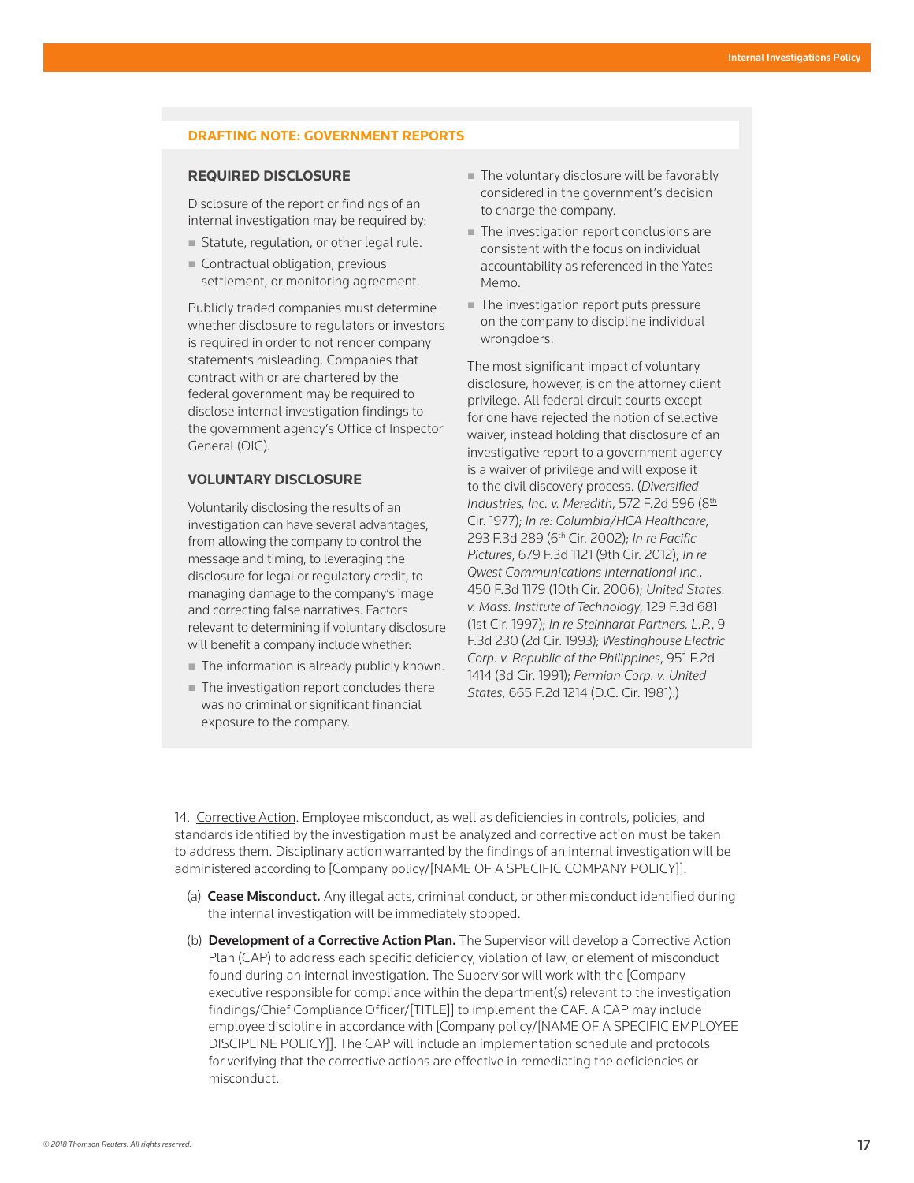### DRAFTING NOTE: GOVERNMENT REPORTS

#### REQUIRED DISCLOSURE

Disclosure of the report or findings of an internal investigation may be required by:

- Statute, regulation, or other legal rule.
- Contractual obligation, previous settlement, or monitoring agreement.

Publicly traded companies must determine whether disclosure to regulators or investors is required in order to not render company statements misleading. Companies that contract with or are chartered by the federal government may be required to disclose internal investigation findings to the government agency's Office of Inspector General (OIG).

#### VOLUNTARY DISCLOSURE

Voluntarily disclosing the results of an investigation can have several advantages, from allowing the company to control the message and timing, to leveraging the disclosure for legal or regulatory credit, to managing damage to the company's image and correcting false narratives. Factors relevant to determining if voluntary disclosure will benefit a company include whether:

- The information is already publicly known.
- The investigation report concludes there was no criminal or significant financial exposure to the company.
- The voluntary disclosure will be favorably considered in the government's decision to charge the company.
- The investigation report conclusions are consistent with the focus on individual accountability as referenced in the Yates Memo.
- The investigation report puts pressure on the company to discipline individual wrongdoers.

The most significant impact of voluntary disclosure, however, is on the attorney client privilege. All federal circuit courts except for one have rejected the notion of selective waiver, instead holding that disclosure of an investigative report to a government agency is a waiver of privilege and will expose it to the civil discovery process. (*Diversified Industries, Inc. v. Meredith*, 572 F.2d 596 (8th Cir. 1977); *In re: Columbia/HCA Healthcare*, 293 F.3d 289 (6th Cir. 2002); *In re Pacific Pictures*, 679 F.3d 1121 (9th Cir. 2012); *In re Qwest Communications International Inc.*, 450 F.3d 1179 (10th Cir. 2006); *United States. v. Mass. Institute of Technology*, 129 F.3d 681 (1st Cir. 1997); *In re Steinhardt Partners, L.P.*, 9 F.3d 230 (2d Cir. 1993); *Westinghouse Electric Corp. v. Republic of the Philippines*, 951 F.2d 1414 (3d Cir. 1991); *Permian Corp. v. United States*, 665 F.2d 1214 (D.C. Cir. 1981).)

14. Corrective Action. Employee misconduct, as well as deficiencies in controls, policies, and standards identified by the investigation must be analyzed and corrective action must be taken to address them. Disciplinary action warranted by the findings of an internal investigation will be administered according to [Company policy/[NAME OF A SPECIFIC COMPANY POLICY]].

(a) **Cease Misconduct.** Any illegal acts, criminal conduct, or other misconduct identified during the internal investigation will be immediately stopped.

(b) **Development of a Corrective Action Plan.** The Supervisor will develop a Corrective Action Plan (CAP) to address each specific deficiency, violation of law, or element of misconduct found during an internal investigation. The Supervisor will work with the [Company executive responsible for compliance within the department(s) relevant to the investigation findings/Chief Compliance Officer/[TITLE]] to implement the CAP. A CAP may include employee discipline in accordance with [Company policy/[NAME OF A SPECIFIC EMPLOYEE DISCIPLINE POLICY]]. The CAP will include an implementation schedule and protocols for verifying that the corrective actions are effective in remediating the deficiencies or misconduct.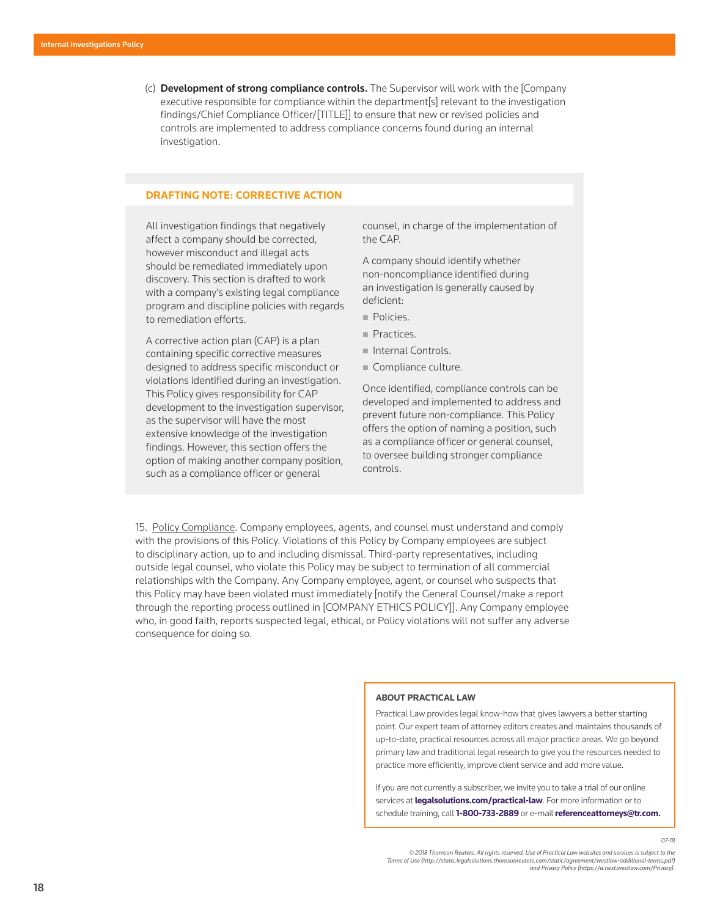(c) **Development of strong compliance controls.** The Supervisor will work with the [Company executive responsible for compliance within the department[s] relevant to the investigation findings/Chief Compliance Officer/[TITLE]] to ensure that new or revised policies and controls are implemented to address compliance concerns found during an internal investigation.

### DRAFTING NOTE: CORRECTIVE ACTION

All investigation findings that negatively affect a company should be corrected, however misconduct and illegal acts should be remediated immediately upon discovery. This section is drafted to work with a company's existing legal compliance program and discipline policies with regards to remediation efforts.

A corrective action plan (CAP) is a plan containing specific corrective measures designed to address specific misconduct or violations identified during an investigation. This Policy gives responsibility for CAP development to the investigation supervisor, as the supervisor will have the most extensive knowledge of the investigation findings. However, this section offers the option of making another company position, such as a compliance officer or general counsel, in charge of the implementation of the CAP.

A company should identify whether non-noncompliance identified during an investigation is generally caused by deficient:

- Policies.
- Practices.
- Internal Controls.
- Compliance culture.

Once identified, compliance controls can be developed and implemented to address and prevent future non-compliance. This Policy offers the option of naming a position, such as a compliance officer or general counsel, to oversee building stronger compliance controls.

15. Policy Compliance. Company employees, agents, and counsel must understand and comply with the provisions of this Policy. Violations of this Policy by Company employees are subject to disciplinary action, up to and including dismissal. Third-party representatives, including outside legal counsel, who violate this Policy may be subject to termination of all commercial relationships with the Company. Any Company employee, agent, or counsel who suspects that this Policy may have been violated must immediately [notify the General Counsel/make a report through the reporting process outlined in [COMPANY ETHICS POLICY]]. Any Company employee who, in good faith, reports suspected legal, ethical, or Policy violations will not suffer any adverse consequence for doing so.

**ABOUT PRACTICAL LAW**

Practical Law provides legal know-how that gives lawyers a better starting point. Our expert team of attorney editors creates and maintains thousands of up-to-date, practical resources across all major practice areas. We go beyond primary law and traditional legal research to give you the resources needed to practice more efficiently, improve client service and add more value.

If you are not currently a subscriber, we invite you to take a trial of our online services at **legalsolutions.com/practical-law**. For more information or to schedule training, call **1-800-733-2889** or e-mail **referenceattorneys@tr.com.**

07-18

*© 2018 Thomson Reuters. All rights reserved. Use of Practical Law websites and services is subject to the Terms of Use (http://static.legalsolutions.thomsonreuters.com/static/agreement/westlaw-additional-terms.pdf) and Privacy Policy (https://a.next.westlaw.com/Privacy).*